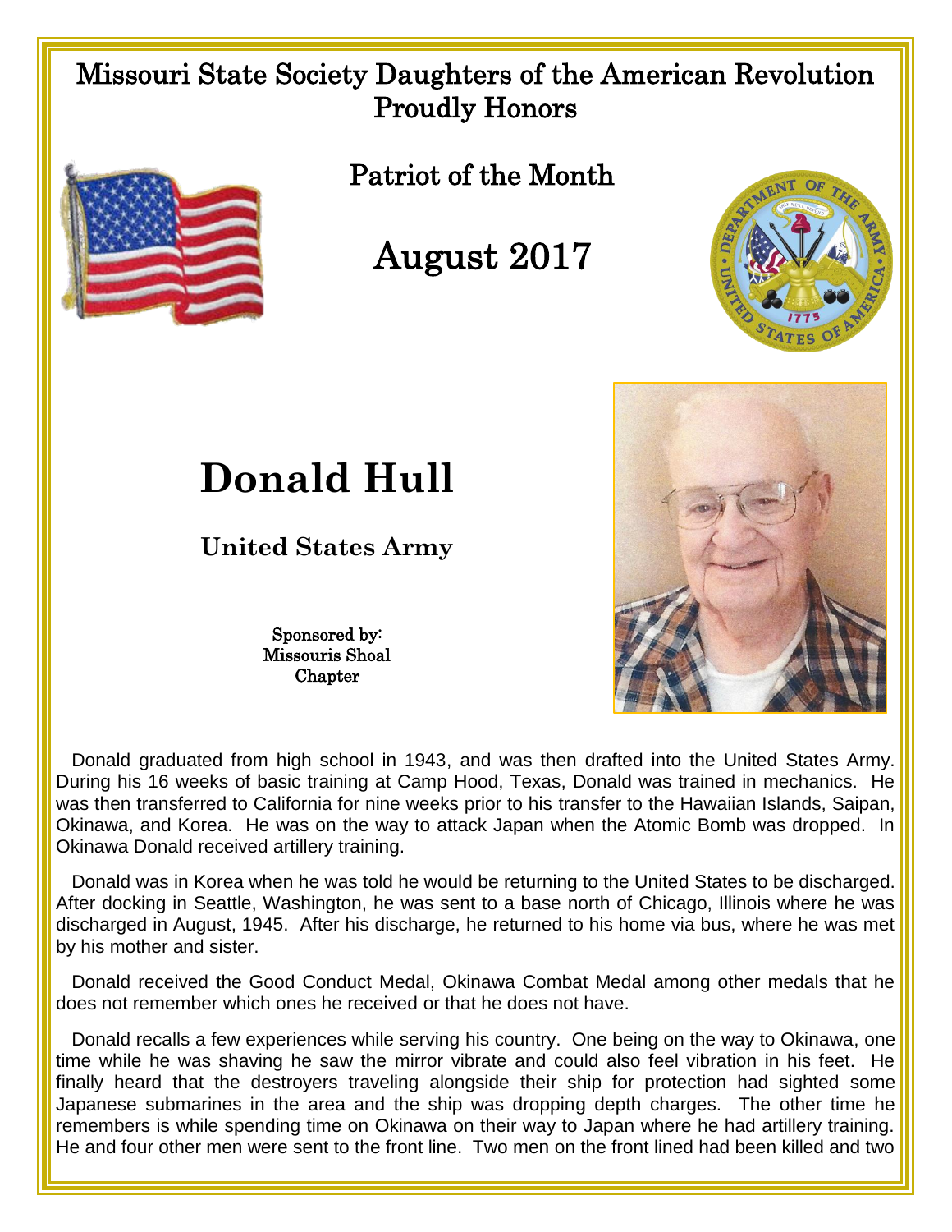Missouri State Society Daughters of the American Revolution
Proudly Honors

Patriot of the Month

August 2017

# Donald Hull

**United States Army**

Sponsored by:
Missouris Shoal
Chapter

Donald graduated from high school in 1943, and was then drafted into the United States Army. During his 16 weeks of basic training at Camp Hood, Texas, Donald was trained in mechanics. He was then transferred to California for nine weeks prior to his transfer to the Hawaiian Islands, Saipan, Okinawa, and Korea. He was on the way to attack Japan when the Atomic Bomb was dropped. In Okinawa Donald received artillery training.

Donald was in Korea when he was told he would be returning to the United States to be discharged. After docking in Seattle, Washington, he was sent to a base north of Chicago, Illinois where he was discharged in August, 1945. After his discharge, he returned to his home via bus, where he was met by his mother and sister.

Donald received the Good Conduct Medal, Okinawa Combat Medal among other medals that he does not remember which ones he received or that he does not have.

Donald recalls a few experiences while serving his country. One being on the way to Okinawa, one time while he was shaving he saw the mirror vibrate and could also feel vibration in his feet. He finally heard that the destroyers traveling alongside their ship for protection had sighted some Japanese submarines in the area and the ship was dropping depth charges. The other time he remembers is while spending time on Okinawa on their way to Japan where he had artillery training. He and four other men were sent to the front line. Two men on the front lined had been killed and two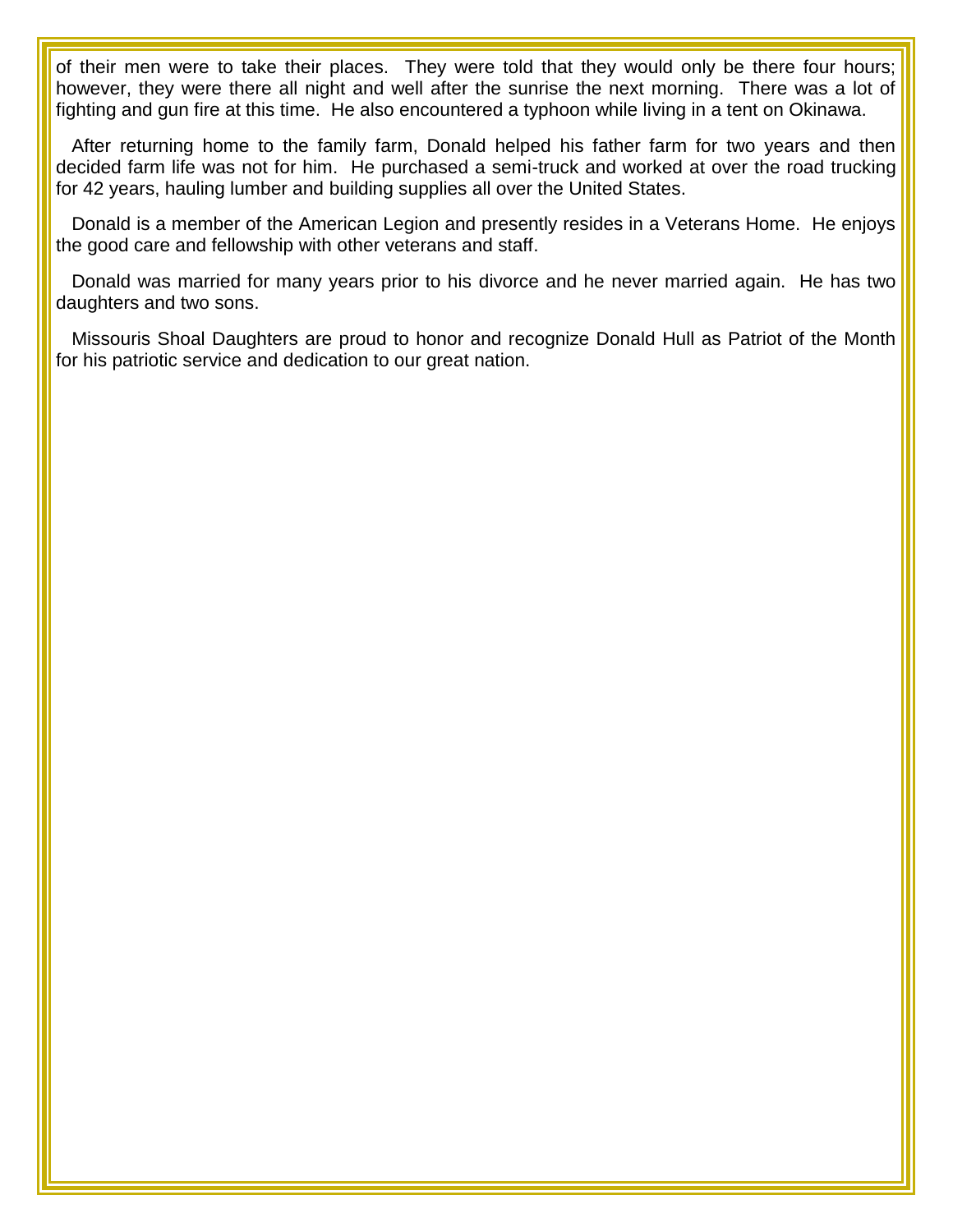of their men were to take their places. They were told that they would only be there four hours; however, they were there all night and well after the sunrise the next morning. There was a lot of fighting and gun fire at this time. He also encountered a typhoon while living in a tent on Okinawa.

After returning home to the family farm, Donald helped his father farm for two years and then decided farm life was not for him. He purchased a semi-truck and worked at over the road trucking for 42 years, hauling lumber and building supplies all over the United States.

Donald is a member of the American Legion and presently resides in a Veterans Home. He enjoys the good care and fellowship with other veterans and staff.

Donald was married for many years prior to his divorce and he never married again. He has two daughters and two sons.

Missouris Shoal Daughters are proud to honor and recognize Donald Hull as Patriot of the Month for his patriotic service and dedication to our great nation.